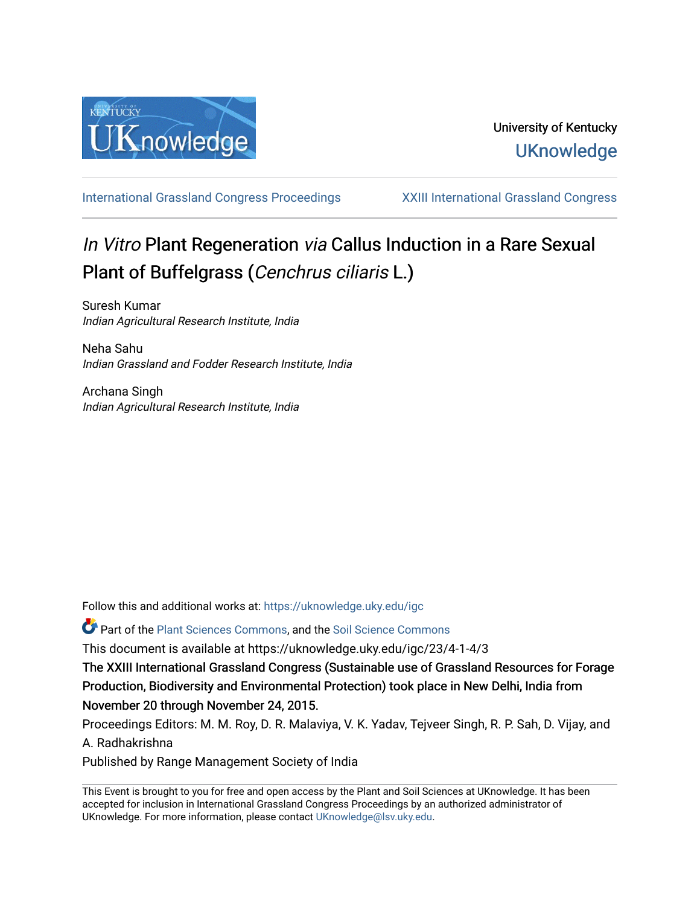University of Kentucky
UKnowledge

International Grassland Congress Proceedings | XXIII International Grassland Congress

# *In Vitro* Plant Regeneration *via* Callus Induction in a Rare Sexual Plant of Buffelgrass (*Cenchrus ciliaris* L.)

Suresh Kumar
*Indian Agricultural Research Institute, India*

Neha Sahu
*Indian Grassland and Fodder Research Institute, India*

Archana Singh
*Indian Agricultural Research Institute, India*

Follow this and additional works at: https://uknowledge.uky.edu/igc

Part of the Plant Sciences Commons, and the Soil Science Commons

This document is available at https://uknowledge.uky.edu/igc/23/4-1-4/3

The XXIII International Grassland Congress (Sustainable use of Grassland Resources for Forage Production, Biodiversity and Environmental Protection) took place in New Delhi, India from November 20 through November 24, 2015.

Proceedings Editors: M. M. Roy, D. R. Malaviya, V. K. Yadav, Tejveer Singh, R. P. Sah, D. Vijay, and A. Radhakrishna

Published by Range Management Society of India

This Event is brought to you for free and open access by the Plant and Soil Sciences at UKnowledge. It has been accepted for inclusion in International Grassland Congress Proceedings by an authorized administrator of UKnowledge. For more information, please contact UKnowledge@lsv.uky.edu.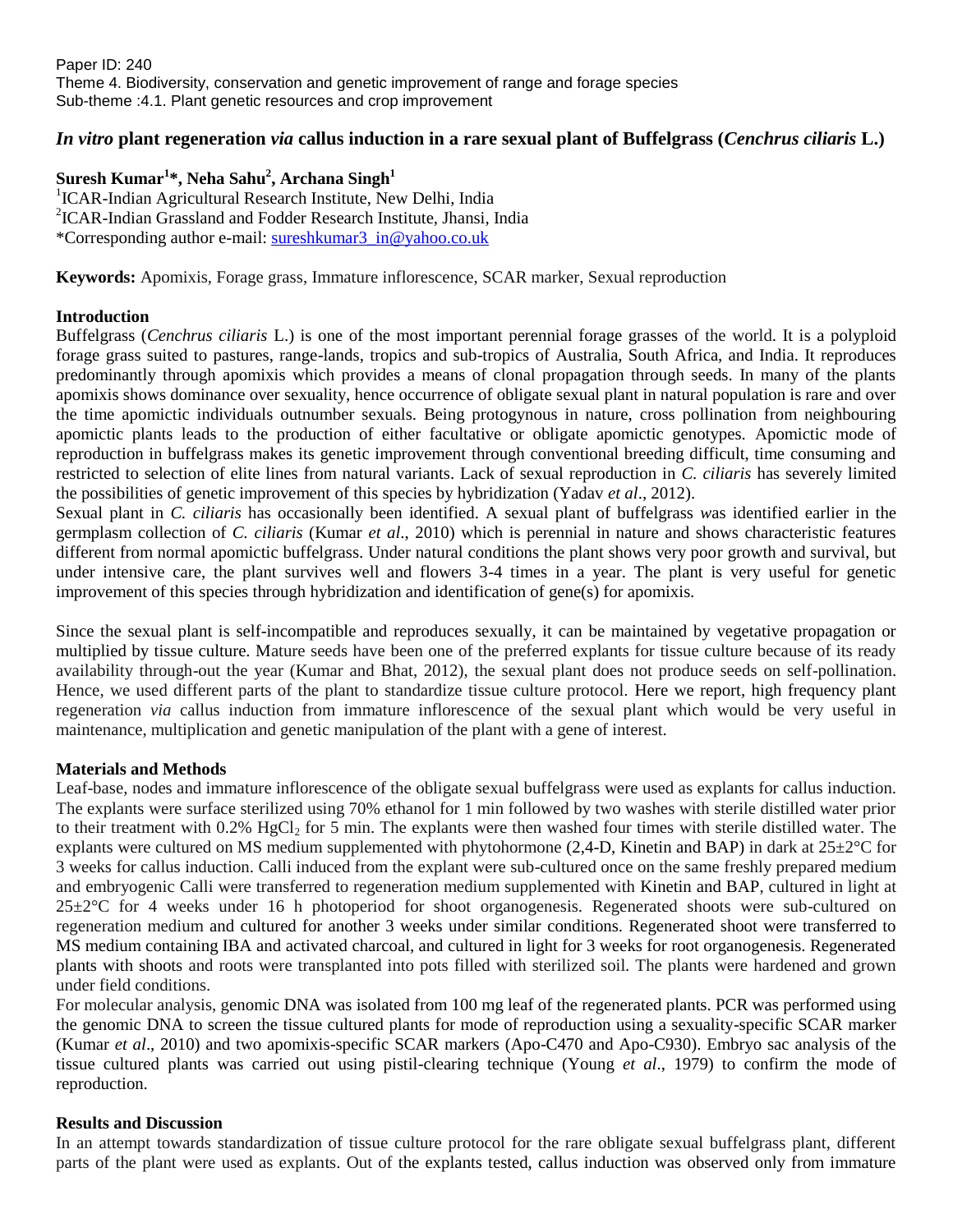Paper ID: 240
Theme 4. Biodiversity, conservation and genetic improvement of range and forage species
Sub-theme :4.1. Plant genetic resources and crop improvement

# *In vitro* plant regeneration *via* callus induction in a rare sexual plant of Buffelgrass (*Cenchrus ciliaris* L.)

**Suresh Kumar[1]*, Neha Sahu[2], Archana Singh[1]**

[1]ICAR-Indian Agricultural Research Institute, New Delhi, India
[2]ICAR-Indian Grassland and Fodder Research Institute, Jhansi, India
*Corresponding author e-mail: sureshkumar3_in@yahoo.co.uk

**Keywords:** Apomixis, Forage grass, Immature inflorescence, SCAR marker, Sexual reproduction

## Introduction

Buffelgrass (*Cenchrus ciliaris* L.) is one of the most important perennial forage grasses of the world. It is a polyploid forage grass suited to pastures, range-lands, tropics and sub-tropics of Australia, South Africa, and India. It reproduces predominantly through apomixis which provides a means of clonal propagation through seeds. In many of the plants apomixis shows dominance over sexuality, hence occurrence of obligate sexual plant in natural population is rare and over the time apomictic individuals outnumber sexuals. Being protogynous in nature, cross pollination from neighbouring apomictic plants leads to the production of either facultative or obligate apomictic genotypes. Apomictic mode of reproduction in buffelgrass makes its genetic improvement through conventional breeding difficult, time consuming and restricted to selection of elite lines from natural variants. Lack of sexual reproduction in *C. ciliaris* has severely limited the possibilities of genetic improvement of this species by hybridization (Yadav *et al*., 2012).

Sexual plant in *C. ciliaris* has occasionally been identified. A sexual plant of buffelgrass was identified earlier in the germplasm collection of *C. ciliaris* (Kumar *et al*., 2010) which is perennial in nature and shows characteristic features different from normal apomictic buffelgrass. Under natural conditions the plant shows very poor growth and survival, but under intensive care, the plant survives well and flowers 3-4 times in a year. The plant is very useful for genetic improvement of this species through hybridization and identification of gene(s) for apomixis.

Since the sexual plant is self-incompatible and reproduces sexually, it can be maintained by vegetative propagation or multiplied by tissue culture. Mature seeds have been one of the preferred explants for tissue culture because of its ready availability through-out the year (Kumar and Bhat, 2012), the sexual plant does not produce seeds on self-pollination. Hence, we used different parts of the plant to standardize tissue culture protocol. Here we report, high frequency plant regeneration *via* callus induction from immature inflorescence of the sexual plant which would be very useful in maintenance, multiplication and genetic manipulation of the plant with a gene of interest.

## Materials and Methods

Leaf-base, nodes and immature inflorescence of the obligate sexual buffelgrass were used as explants for callus induction. The explants were surface sterilized using 70% ethanol for 1 min followed by two washes with sterile distilled water prior to their treatment with 0.2% $HgCl_2$ for 5 min. The explants were then washed four times with sterile distilled water. The explants were cultured on MS medium supplemented with phytohormone (2,4-D, Kinetin and BAP) in dark at 25±2°C for 3 weeks for callus induction. Calli induced from the explant were sub-cultured once on the same freshly prepared medium and embryogenic Calli were transferred to regeneration medium supplemented with Kinetin and BAP, cultured in light at 25±2°C for 4 weeks under 16 h photoperiod for shoot organogenesis. Regenerated shoots were sub-cultured on regeneration medium and cultured for another 3 weeks under similar conditions. Regenerated shoot were transferred to MS medium containing IBA and activated charcoal, and cultured in light for 3 weeks for root organogenesis. Regenerated plants with shoots and roots were transplanted into pots filled with sterilized soil. The plants were hardened and grown under field conditions.

For molecular analysis, genomic DNA was isolated from 100 mg leaf of the regenerated plants. PCR was performed using the genomic DNA to screen the tissue cultured plants for mode of reproduction using a sexuality-specific SCAR marker (Kumar *et al*., 2010) and two apomixis-specific SCAR markers (Apo-C470 and Apo-C930). Embryo sac analysis of the tissue cultured plants was carried out using pistil-clearing technique (Young *et al*., 1979) to confirm the mode of reproduction.

## Results and Discussion

In an attempt towards standardization of tissue culture protocol for the rare obligate sexual buffelgrass plant, different parts of the plant were used as explants. Out of the explants tested, callus induction was observed only from immature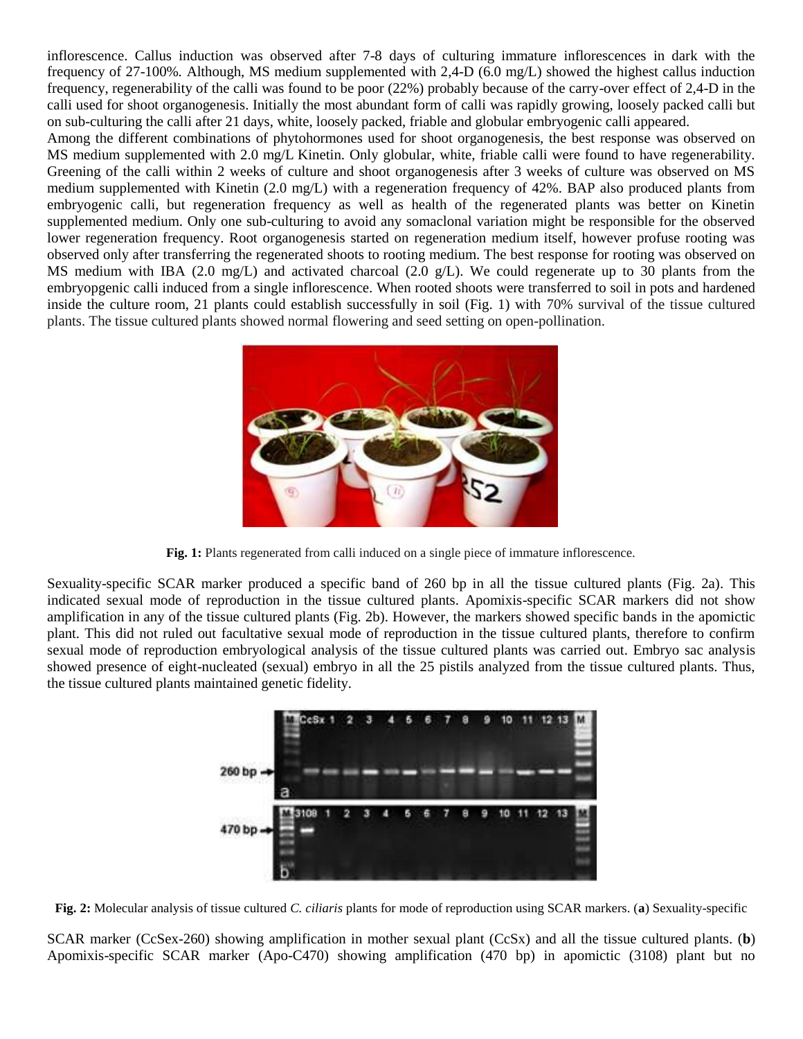inflorescence. Callus induction was observed after 7-8 days of culturing immature inflorescences in dark with the frequency of 27-100%. Although, MS medium supplemented with 2,4-D (6.0 mg/L) showed the highest callus induction frequency, regenerability of the calli was found to be poor (22%) probably because of the carry-over effect of 2,4-D in the calli used for shoot organogenesis. Initially the most abundant form of calli was rapidly growing, loosely packed calli but on sub-culturing the calli after 21 days, white, loosely packed, friable and globular embryogenic calli appeared.

Among the different combinations of phytohormones used for shoot organogenesis, the best response was observed on MS medium supplemented with 2.0 mg/L Kinetin. Only globular, white, friable calli were found to have regenerability. Greening of the calli within 2 weeks of culture and shoot organogenesis after 3 weeks of culture was observed on MS medium supplemented with Kinetin (2.0 mg/L) with a regeneration frequency of 42%. BAP also produced plants from embryogenic calli, but regeneration frequency as well as health of the regenerated plants was better on Kinetin supplemented medium. Only one sub-culturing to avoid any somaclonal variation might be responsible for the observed lower regeneration frequency. Root organogenesis started on regeneration medium itself, however profuse rooting was observed only after transferring the regenerated shoots to rooting medium. The best response for rooting was observed on MS medium with IBA (2.0 mg/L) and activated charcoal (2.0 g/L). We could regenerate up to 30 plants from the embryopgenic calli induced from a single inflorescence. When rooted shoots were transferred to soil in pots and hardened inside the culture room, 21 plants could establish successfully in soil (Fig. 1) with 70% survival of the tissue cultured plants. The tissue cultured plants showed normal flowering and seed setting on open-pollination.

**Fig. 1:** Plants regenerated from calli induced on a single piece of immature inflorescence.

Sexuality-specific SCAR marker produced a specific band of 260 bp in all the tissue cultured plants (Fig. 2a). This indicated sexual mode of reproduction in the tissue cultured plants. Apomixis-specific SCAR markers did not show amplification in any of the tissue cultured plants (Fig. 2b). However, the markers showed specific bands in the apomictic plant. This did not ruled out facultative sexual mode of reproduction in the tissue cultured plants, therefore to confirm sexual mode of reproduction embryological analysis of the tissue cultured plants was carried out. Embryo sac analysis showed presence of eight-nucleated (sexual) embryo in all the 25 pistils analyzed from the tissue cultured plants. Thus, the tissue cultured plants maintained genetic fidelity.

**Fig. 2:** Molecular analysis of tissue cultured *C. ciliaris* plants for mode of reproduction using SCAR markers. (**a**) Sexuality-specific SCAR marker (CcSex-260) showing amplification in mother sexual plant (CcSx) and all the tissue cultured plants. (**b**) Apomixis-specific SCAR marker (Apo-C470) showing amplification (470 bp) in apomictic (3108) plant but no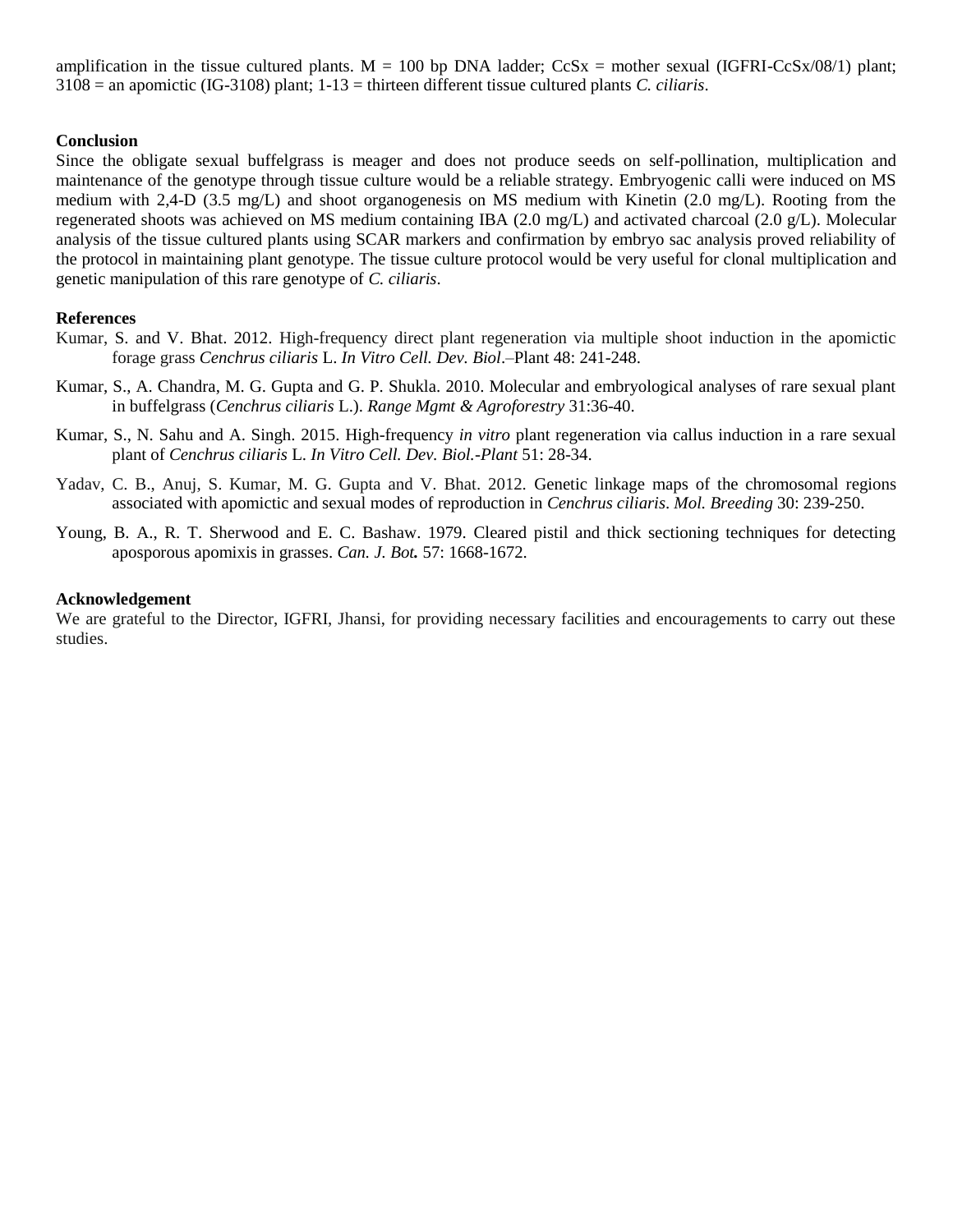amplification in the tissue cultured plants. M = 100 bp DNA ladder; CcSx = mother sexual (IGFRI-CcSx/08/1) plant; 3108 = an apomictic (IG-3108) plant; 1-13 = thirteen different tissue cultured plants *C. ciliaris*.

**Conclusion**

Since the obligate sexual buffelgrass is meager and does not produce seeds on self-pollination, multiplication and maintenance of the genotype through tissue culture would be a reliable strategy. Embryogenic calli were induced on MS medium with 2,4-D (3.5 mg/L) and shoot organogenesis on MS medium with Kinetin (2.0 mg/L). Rooting from the regenerated shoots was achieved on MS medium containing IBA (2.0 mg/L) and activated charcoal (2.0 g/L). Molecular analysis of the tissue cultured plants using SCAR markers and confirmation by embryo sac analysis proved reliability of the protocol in maintaining plant genotype. The tissue culture protocol would be very useful for clonal multiplication and genetic manipulation of this rare genotype of *C. ciliaris*.

**References**

Kumar, S. and V. Bhat. 2012. High-frequency direct plant regeneration via multiple shoot induction in the apomictic forage grass *Cenchrus ciliaris* L. *In Vitro Cell. Dev. Biol*.–Plant 48: 241-248.

Kumar, S., A. Chandra, M. G. Gupta and G. P. Shukla. 2010. Molecular and embryological analyses of rare sexual plant in buffelgrass (*Cenchrus ciliaris* L.). *Range Mgmt & Agroforestry* 31:36-40.

Kumar, S., N. Sahu and A. Singh. 2015. High-frequency *in vitro* plant regeneration via callus induction in a rare sexual plant of *Cenchrus ciliaris* L. *In Vitro Cell. Dev. Biol.-Plant* 51: 28-34.

Yadav, C. B., Anuj, S. Kumar, M. G. Gupta and V. Bhat. 2012. Genetic linkage maps of the chromosomal regions associated with apomictic and sexual modes of reproduction in *Cenchrus ciliaris*. *Mol. Breeding* 30: 239-250.

Young, B. A., R. T. Sherwood and E. C. Bashaw. 1979. Cleared pistil and thick sectioning techniques for detecting aposporous apomixis in grasses. *Can. J. Bot.* 57: 1668-1672.

**Acknowledgement**

We are grateful to the Director, IGFRI, Jhansi, for providing necessary facilities and encouragements to carry out these studies.